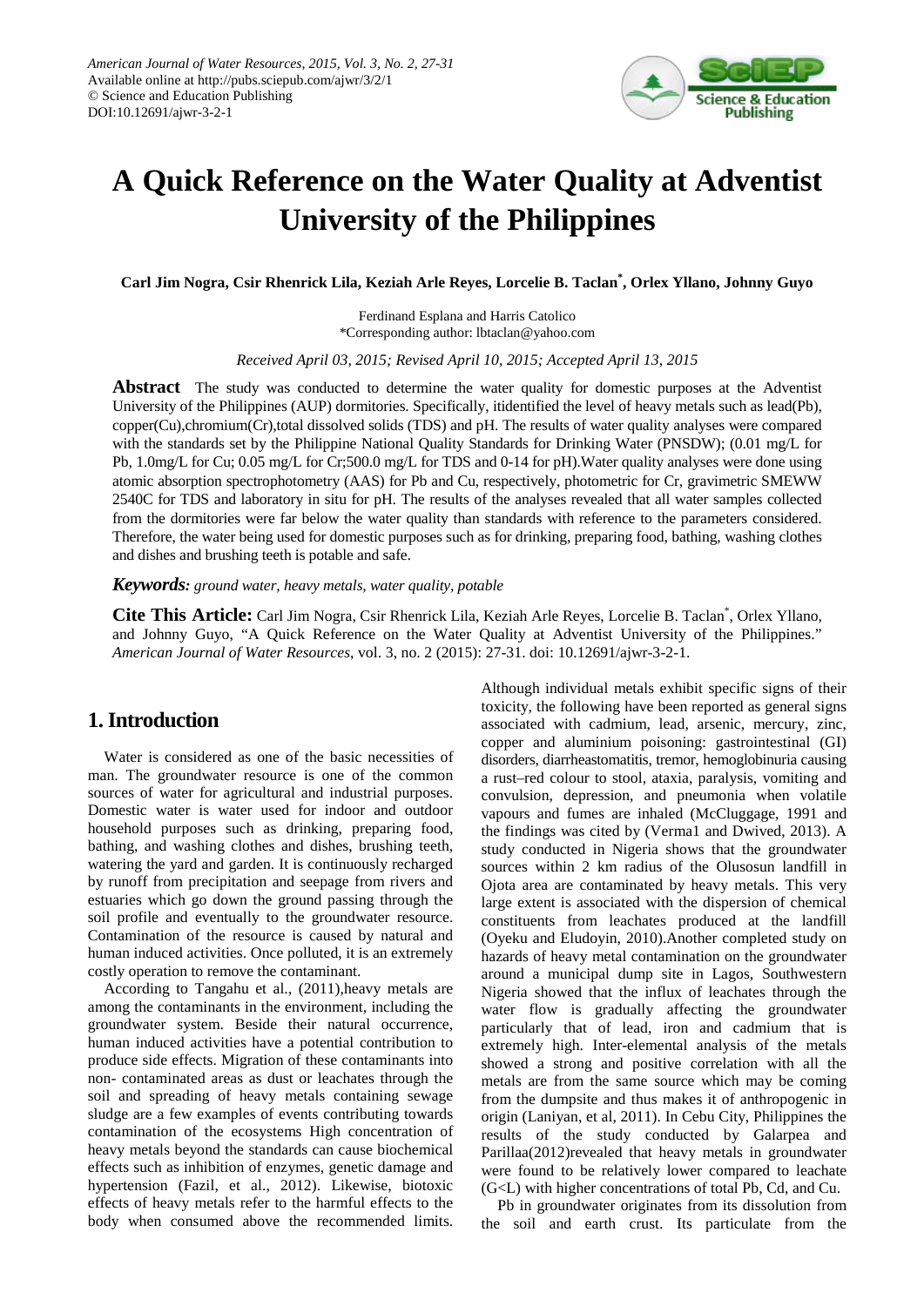# A Quick Reference on the Water Quality at Adventist University of the Philippines

**Carl Jim Nogra, Csir Rhenrick Lila, Keziah Arle Reyes, Lorcelie B. Taclan*, Orlex Yllano, Johnny Guyo**

Ferdinand Esplana and Harris Catolico
*Corresponding author: lbtaclan@yahoo.com

*Received April 03, 2015; Revised April 10, 2015; Accepted April 13, 2015*

**Abstract** The study was conducted to determine the water quality for domestic purposes at the Adventist University of the Philippines (AUP) dormitories. Specifically, itidentified the level of heavy metals such as lead(Pb), copper(Cu),chromium(Cr),total dissolved solids (TDS) and pH. The results of water quality analyses were compared with the standards set by the Philippine National Quality Standards for Drinking Water (PNSDW); (0.01 mg/L for Pb, 1.0mg/L for Cu; 0.05 mg/L for Cr;500.0 mg/L for TDS and 0-14 for pH).Water quality analyses were done using atomic absorption spectrophotometry (AAS) for Pb and Cu, respectively, photometric for Cr, gravimetric SMEWW 2540C for TDS and laboratory in situ for pH. The results of the analyses revealed that all water samples collected from the dormitories were far below the water quality than standards with reference to the parameters considered. Therefore, the water being used for domestic purposes such as for drinking, preparing food, bathing, washing clothes and dishes and brushing teeth is potable and safe.

***Keywords:*** *ground water, heavy metals, water quality, potable*

**Cite This Article:** Carl Jim Nogra, Csir Rhenrick Lila, Keziah Arle Reyes, Lorcelie B. Taclan*, Orlex Yllano, and Johnny Guyo, "A Quick Reference on the Water Quality at Adventist University of the Philippines." *American Journal of Water Resources*, vol. 3, no. 2 (2015): 27-31. doi: 10.12691/ajwr-3-2-1.

## 1. Introduction

Water is considered as one of the basic necessities of man. The groundwater resource is one of the common sources of water for agricultural and industrial purposes. Domestic water is water used for indoor and outdoor household purposes such as drinking, preparing food, bathing, and washing clothes and dishes, brushing teeth, watering the yard and garden. It is continuously recharged by runoff from precipitation and seepage from rivers and estuaries which go down the ground passing through the soil profile and eventually to the groundwater resource. Contamination of the resource is caused by natural and human induced activities. Once polluted, it is an extremely costly operation to remove the contaminant.

According to Tangahu et al., (2011),heavy metals are among the contaminants in the environment, including the groundwater system. Beside their natural occurrence, human induced activities have a potential contribution to produce side effects. Migration of these contaminants into non- contaminated areas as dust or leachates through the soil and spreading of heavy metals containing sewage sludge are a few examples of events contributing towards contamination of the ecosystems High concentration of heavy metals beyond the standards can cause biochemical effects such as inhibition of enzymes, genetic damage and hypertension (Fazil, et al., 2012). Likewise, biotoxic effects of heavy metals refer to the harmful effects to the body when consumed above the recommended limits. Although individual metals exhibit specific signs of their toxicity, the following have been reported as general signs associated with cadmium, lead, arsenic, mercury, zinc, copper and aluminium poisoning: gastrointestinal (GI) disorders, diarrheastomatitis, tremor, hemoglobinuria causing a rust–red colour to stool, ataxia, paralysis, vomiting and convulsion, depression, and pneumonia when volatile vapours and fumes are inhaled (McCluggage, 1991 and the findings was cited by (Verma1 and Dwived, 2013). A study conducted in Nigeria shows that the groundwater sources within 2 km radius of the Olusosun landfill in Ojota area are contaminated by heavy metals. This very large extent is associated with the dispersion of chemical constituents from leachates produced at the landfill (Oyeku and Eludoyin, 2010).Another completed study on hazards of heavy metal contamination on the groundwater around a municipal dump site in Lagos, Southwestern Nigeria showed that the influx of leachates through the water flow is gradually affecting the groundwater particularly that of lead, iron and cadmium that is extremely high. Inter-elemental analysis of the metals showed a strong and positive correlation with all the metals are from the same source which may be coming from the dumpsite and thus makes it of anthropogenic in origin (Laniyan, et al, 2011). In Cebu City, Philippines the results of the study conducted by Galarpea and Parillaa(2012)revealed that heavy metals in groundwater were found to be relatively lower compared to leachate (G<L) with higher concentrations of total Pb, Cd, and Cu.

Pb in groundwater originates from its dissolution from the soil and earth crust. Its particulate from the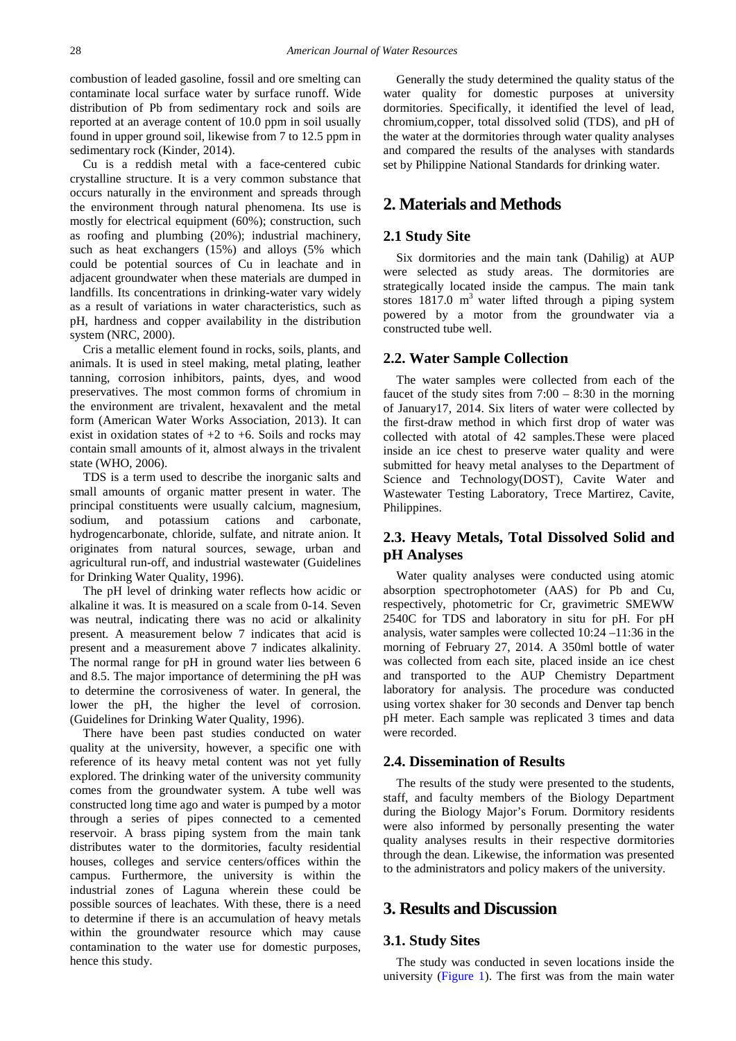combustion of leaded gasoline, fossil and ore smelting can contaminate local surface water by surface runoff. Wide distribution of Pb from sedimentary rock and soils are reported at an average content of 10.0 ppm in soil usually found in upper ground soil, likewise from 7 to 12.5 ppm in sedimentary rock (Kinder, 2014).

Cu is a reddish metal with a face-centered cubic crystalline structure. It is a very common substance that occurs naturally in the environment and spreads through the environment through natural phenomena. Its use is mostly for electrical equipment (60%); construction, such as roofing and plumbing (20%); industrial machinery, such as heat exchangers (15%) and alloys (5% which could be potential sources of Cu in leachate and in adjacent groundwater when these materials are dumped in landfills. Its concentrations in drinking-water vary widely as a result of variations in water characteristics, such as pH, hardness and copper availability in the distribution system (NRC, 2000).

Cris a metallic element found in rocks, soils, plants, and animals. It is used in steel making, metal plating, leather tanning, corrosion inhibitors, paints, dyes, and wood preservatives. The most common forms of chromium in the environment are trivalent, hexavalent and the metal form (American Water Works Association, 2013). It can exist in oxidation states of +2 to +6. Soils and rocks may contain small amounts of it, almost always in the trivalent state (WHO, 2006).

TDS is a term used to describe the inorganic salts and small amounts of organic matter present in water. The principal constituents were usually calcium, magnesium, sodium, and potassium cations and carbonate, hydrogencarbonate, chloride, sulfate, and nitrate anion. It originates from natural sources, sewage, urban and agricultural run-off, and industrial wastewater (Guidelines for Drinking Water Quality, 1996).

The pH level of drinking water reflects how acidic or alkaline it was. It is measured on a scale from 0-14. Seven was neutral, indicating there was no acid or alkalinity present. A measurement below 7 indicates that acid is present and a measurement above 7 indicates alkalinity. The normal range for pH in ground water lies between 6 and 8.5. The major importance of determining the pH was to determine the corrosiveness of water. In general, the lower the pH, the higher the level of corrosion. (Guidelines for Drinking Water Quality, 1996).

There have been past studies conducted on water quality at the university, however, a specific one with reference of its heavy metal content was not yet fully explored. The drinking water of the university community comes from the groundwater system. A tube well was constructed long time ago and water is pumped by a motor through a series of pipes connected to a cemented reservoir. A brass piping system from the main tank distributes water to the dormitories, faculty residential houses, colleges and service centers/offices within the campus. Furthermore, the university is within the industrial zones of Laguna wherein these could be possible sources of leachates. With these, there is a need to determine if there is an accumulation of heavy metals within the groundwater resource which may cause contamination to the water use for domestic purposes, hence this study.

Generally the study determined the quality status of the water quality for domestic purposes at university dormitories. Specifically, it identified the level of lead, chromium,copper, total dissolved solid (TDS), and pH of the water at the dormitories through water quality analyses and compared the results of the analyses with standards set by Philippine National Standards for drinking water.

## 2. Materials and Methods

### 2.1 Study Site

Six dormitories and the main tank (Dahilig) at AUP were selected as study areas. The dormitories are strategically located inside the campus. The main tank stores 1817.0 $m^3$ water lifted through a piping system powered by a motor from the groundwater via a constructed tube well.

### 2.2. Water Sample Collection

The water samples were collected from each of the faucet of the study sites from 7:00 – 8:30 in the morning of January17, 2014. Six liters of water were collected by the first-draw method in which first drop of water was collected with atotal of 42 samples.These were placed inside an ice chest to preserve water quality and were submitted for heavy metal analyses to the Department of Science and Technology(DOST), Cavite Water and Wastewater Testing Laboratory, Trece Martirez, Cavite, Philippines.

### 2.3. Heavy Metals, Total Dissolved Solid and pH Analyses

Water quality analyses were conducted using atomic absorption spectrophotometer (AAS) for Pb and Cu, respectively, photometric for Cr, gravimetric SMEWW 2540C for TDS and laboratory in situ for pH. For pH analysis, water samples were collected 10:24 –11:36 in the morning of February 27, 2014. A 350ml bottle of water was collected from each site, placed inside an ice chest and transported to the AUP Chemistry Department laboratory for analysis. The procedure was conducted using vortex shaker for 30 seconds and Denver tap bench pH meter. Each sample was replicated 3 times and data were recorded.

### 2.4. Dissemination of Results

The results of the study were presented to the students, staff, and faculty members of the Biology Department during the Biology Major's Forum. Dormitory residents were also informed by personally presenting the water quality analyses results in their respective dormitories through the dean. Likewise, the information was presented to the administrators and policy makers of the university.

## 3. Results and Discussion

### 3.1. Study Sites

The study was conducted in seven locations inside the university (Figure 1). The first was from the main water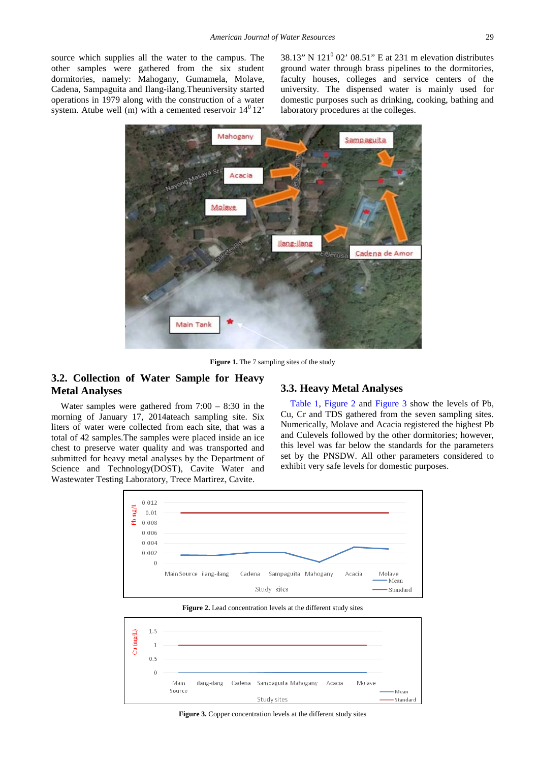source which supplies all the water to the campus. The other samples were gathered from the six student dormitories, namely: Mahogany, Gumamela, Molave, Cadena, Sampaguita and Ilang-ilang.Theuniversity started operations in 1979 along with the construction of a water system. Atube well (m) with a cemented reservoir 14$^{0}$ 12' 38.13" N 121$^{0}$ 02' 08.51" E at 231 m elevation distributes ground water through brass pipelines to the dormitories, faculty houses, colleges and service centers of the university. The dispensed water is mainly used for domestic purposes such as drinking, cooking, bathing and laboratory procedures at the colleges.

**Figure 1.** The 7 sampling sites of the study

### 3.2. Collection of Water Sample for Heavy Metal Analyses

Water samples were gathered from 7:00 – 8:30 in the morning of January 17, 2014ateach sampling site. Six liters of water were collected from each site, that was a total of 42 samples.The samples were placed inside an ice chest to preserve water quality and was transported and submitted for heavy metal analyses by the Department of Science and Technology(DOST), Cavite Water and Wastewater Testing Laboratory, Trece Martirez, Cavite.

### 3.3. Heavy Metal Analyses

Table 1, Figure 2 and Figure 3 show the levels of Pb, Cu, Cr and TDS gathered from the seven sampling sites. Numerically, Molave and Acacia registered the highest Pb and Culevels followed by the other dormitories; however, this level was far below the standards for the parameters set by the PNSDW. All other parameters considered to exhibit very safe levels for domestic purposes.

**Figure 2.** Lead concentration levels at the different study sites

**Figure 3.** Copper concentration levels at the different study sites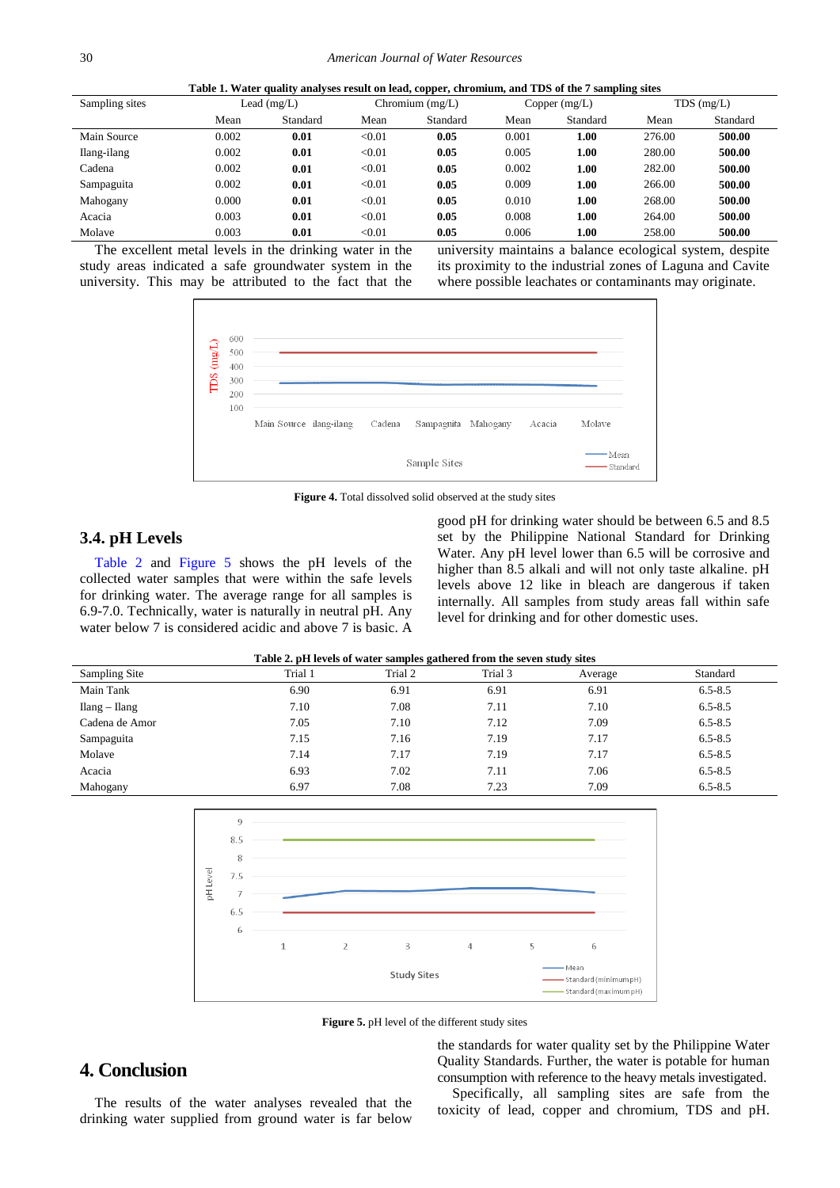**Table 1. Water quality analyses result on lead, copper, chromium, and TDS of the 7 sampling sites**

| Sampling sites | Lead (mg/L) | | Chromium (mg/L) | | Copper (mg/L) | | TDS (mg/L) | |
|---|---|---|---|---|---|---|---|---|
| | Mean | Standard | Mean | Standard | Mean | Standard | Mean | Standard |
| Main Source | 0.002 | **0.01** | <0.01 | **0.05** | 0.001 | **1.00** | 276.00 | **500.00** |
| Ilang-ilang | 0.002 | **0.01** | <0.01 | **0.05** | 0.005 | **1.00** | 280.00 | **500.00** |
| Cadena | 0.002 | **0.01** | <0.01 | **0.05** | 0.002 | **1.00** | 282.00 | **500.00** |
| Sampaguita | 0.002 | **0.01** | <0.01 | **0.05** | 0.009 | **1.00** | 266.00 | **500.00** |
| Mahogany | 0.000 | **0.01** | <0.01 | **0.05** | 0.010 | **1.00** | 268.00 | **500.00** |
| Acacia | 0.003 | **0.01** | <0.01 | **0.05** | 0.008 | **1.00** | 264.00 | **500.00** |
| Molave | 0.003 | **0.01** | <0.01 | **0.05** | 0.006 | **1.00** | 258.00 | **500.00** |

The excellent metal levels in the drinking water in the study areas indicated a safe groundwater system in the university. This may be attributed to the fact that the university maintains a balance ecological system, despite its proximity to the industrial zones of Laguna and Cavite where possible leachates or contaminants may originate.

**Figure 4.** Total dissolved solid observed at the study sites

## 3.4. pH Levels

Table 2 and Figure 5 shows the pH levels of the collected water samples that were within the safe levels for drinking water. The average range for all samples is 6.9-7.0. Technically, water is naturally in neutral pH. Any water below 7 is considered acidic and above 7 is basic. A good pH for drinking water should be between 6.5 and 8.5 set by the Philippine National Standard for Drinking Water. Any pH level lower than 6.5 will be corrosive and higher than 8.5 alkali and will not only taste alkaline. pH levels above 12 like in bleach are dangerous if taken internally. All samples from study areas fall within safe level for drinking and for other domestic uses.

**Table 2. pH levels of water samples gathered from the seven study sites**

| Sampling Site | Trial 1 | Trial 2 | Trial 3 | Average | Standard |
|---|---|---|---|---|---|
| Main Tank | 6.90 | 6.91 | 6.91 | 6.91 | 6.5-8.5 |
| Ilang – Ilang | 7.10 | 7.08 | 7.11 | 7.10 | 6.5-8.5 |
| Cadena de Amor | 7.05 | 7.10 | 7.12 | 7.09 | 6.5-8.5 |
| Sampaguita | 7.15 | 7.16 | 7.19 | 7.17 | 6.5-8.5 |
| Molave | 7.14 | 7.17 | 7.19 | 7.17 | 6.5-8.5 |
| Acacia | 6.93 | 7.02 | 7.11 | 7.06 | 6.5-8.5 |
| Mahogany | 6.97 | 7.08 | 7.23 | 7.09 | 6.5-8.5 |

**Figure 5.** pH level of the different study sites

# 4. Conclusion

The results of the water analyses revealed that the drinking water supplied from ground water is far below the standards for water quality set by the Philippine Water Quality Standards. Further, the water is potable for human consumption with reference to the heavy metals investigated.

Specifically, all sampling sites are safe from the toxicity of lead, copper and chromium, TDS and pH.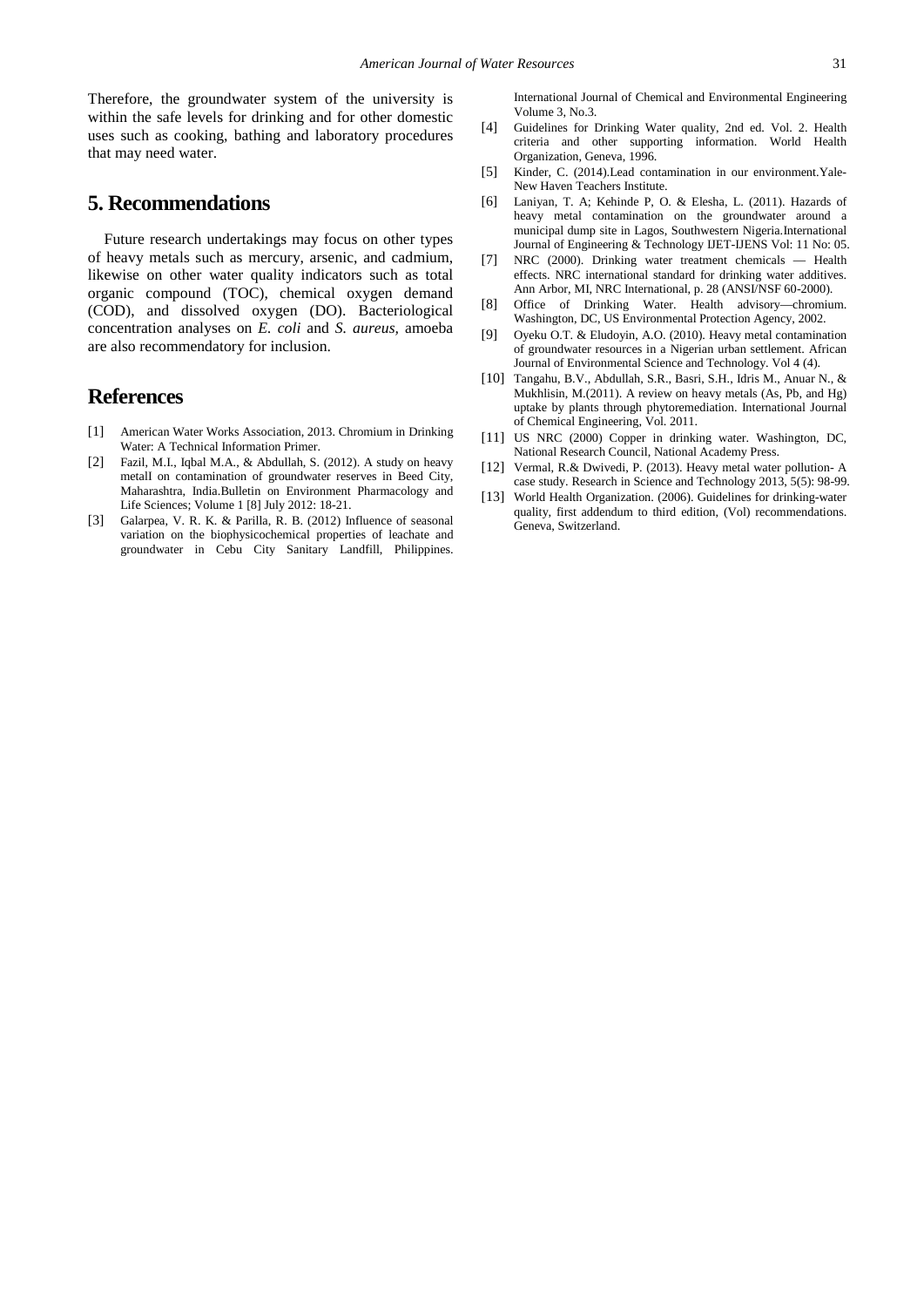Therefore, the groundwater system of the university is within the safe levels for drinking and for other domestic uses such as cooking, bathing and laboratory procedures that may need water.

## 5. Recommendations

Future research undertakings may focus on other types of heavy metals such as mercury, arsenic, and cadmium, likewise on other water quality indicators such as total organic compound (TOC), chemical oxygen demand (COD), and dissolved oxygen (DO). Bacteriological concentration analyses on *E. coli* and *S. aureus*, amoeba are also recommendatory for inclusion.

## References

[1] American Water Works Association, 2013. Chromium in Drinking Water: A Technical Information Primer.

[2] Fazil, M.I., Iqbal M.A., & Abdullah, S. (2012). A study on heavy metalI on contamination of groundwater reserves in Beed City, Maharashtra, India.Bulletin on Environment Pharmacology and Life Sciences; Volume 1 [8] July 2012: 18-21.

[3] Galarpea, V. R. K. & Parilla, R. B. (2012) Influence of seasonal variation on the biophysicochemical properties of leachate and groundwater in Cebu City Sanitary Landfill, Philippines. International Journal of Chemical and Environmental Engineering Volume 3, No.3.

[4] Guidelines for Drinking Water quality, 2nd ed. Vol. 2. Health criteria and other supporting information. World Health Organization, Geneva, 1996.

[5] Kinder, C. (2014).Lead contamination in our environment.Yale-New Haven Teachers Institute.

[6] Laniyan, T. A; Kehinde P, O. & Elesha, L. (2011). Hazards of heavy metal contamination on the groundwater around a municipal dump site in Lagos, Southwestern Nigeria.International Journal of Engineering & Technology IJET-IJENS Vol: 11 No: 05.

[7] NRC (2000). Drinking water treatment chemicals — Health effects. NRC international standard for drinking water additives. Ann Arbor, MI, NRC International, p. 28 (ANSI/NSF 60-2000).

[8] Office of Drinking Water. Health advisory—chromium. Washington, DC, US Environmental Protection Agency, 2002.

[9] Oyeku O.T. & Eludoyin, A.O. (2010). Heavy metal contamination of groundwater resources in a Nigerian urban settlement. African Journal of Environmental Science and Technology. Vol 4 (4).

[10] Tangahu, B.V., Abdullah, S.R., Basri, S.H., Idris M., Anuar N., & Mukhlisin, M.(2011). A review on heavy metals (As, Pb, and Hg) uptake by plants through phytoremediation. International Journal of Chemical Engineering, Vol. 2011.

[11] US NRC (2000) Copper in drinking water. Washington, DC, National Research Council, National Academy Press.

[12] Vermal, R.& Dwivedi, P. (2013). Heavy metal water pollution- A case study. Research in Science and Technology 2013, 5(5): 98-99.

[13] World Health Organization. (2006). Guidelines for drinking-water quality, first addendum to third edition, (Vol) recommendations. Geneva, Switzerland.